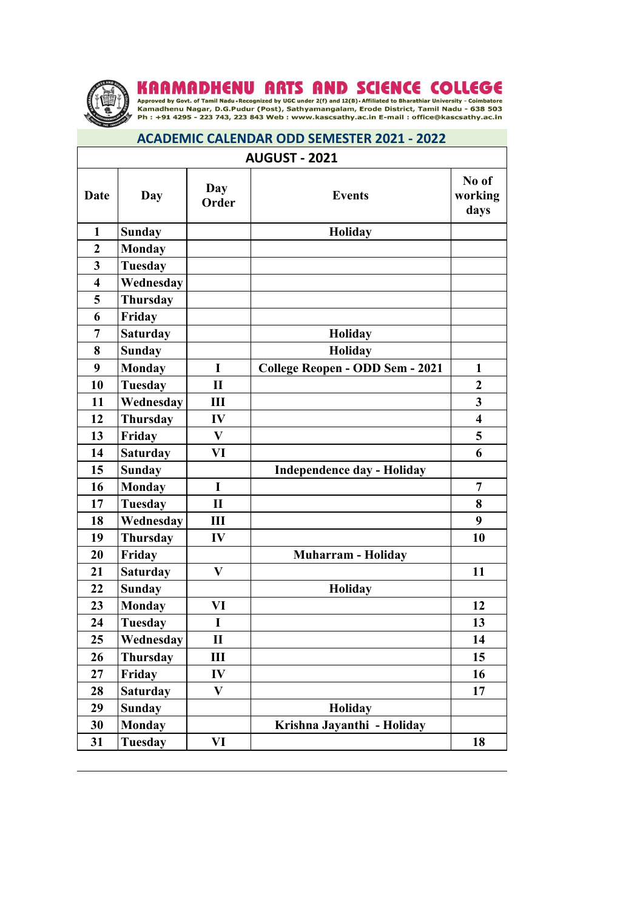# KAAMADHENU ARTS AND SCIENCE COLLEGE

Approved by Govt. of Tamil Nadu • Recognized by UGC under 2(f) and 12(B) • Affiliated to Bharathiar University - Coimbatore
Kamadhenu Nagar, D.G.Pudur (Post), Sathyamangalam, Erode District, Tamil Nadu - 638 503
Ph : +91 4295 - 223 743, 223 843 Web : www.kascsathy.ac.in E-mail : office@kascsathy.ac.in

## ACADEMIC CALENDAR ODD SEMESTER 2021 - 2022

### AUGUST - 2021

| Date | Day | Day Order | Events | No of working days |
|---|---|---|---|---|
| 1 | Sunday | | Holiday | |
| 2 | Monday | | | |
| 3 | Tuesday | | | |
| 4 | Wednesday | | | |
| 5 | Thursday | | | |
| 6 | Friday | | | |
| 7 | Saturday | | Holiday | |
| 8 | Sunday | | Holiday | |
| 9 | Monday | I | College Reopen - ODD Sem - 2021 | 1 |
| 10 | Tuesday | II | | 2 |
| 11 | Wednesday | III | | 3 |
| 12 | Thursday | IV | | 4 |
| 13 | Friday | V | | 5 |
| 14 | Saturday | VI | | 6 |
| 15 | Sunday | | Independence day - Holiday | |
| 16 | Monday | I | | 7 |
| 17 | Tuesday | II | | 8 |
| 18 | Wednesday | III | | 9 |
| 19 | Thursday | IV | | 10 |
| 20 | Friday | | Muharram - Holiday | |
| 21 | Saturday | V | | 11 |
| 22 | Sunday | | Holiday | |
| 23 | Monday | VI | | 12 |
| 24 | Tuesday | I | | 13 |
| 25 | Wednesday | II | | 14 |
| 26 | Thursday | III | | 15 |
| 27 | Friday | IV | | 16 |
| 28 | Saturday | V | | 17 |
| 29 | Sunday | | Holiday | |
| 30 | Monday | | Krishna Jayanthi - Holiday | |
| 31 | Tuesday | VI | | 18 |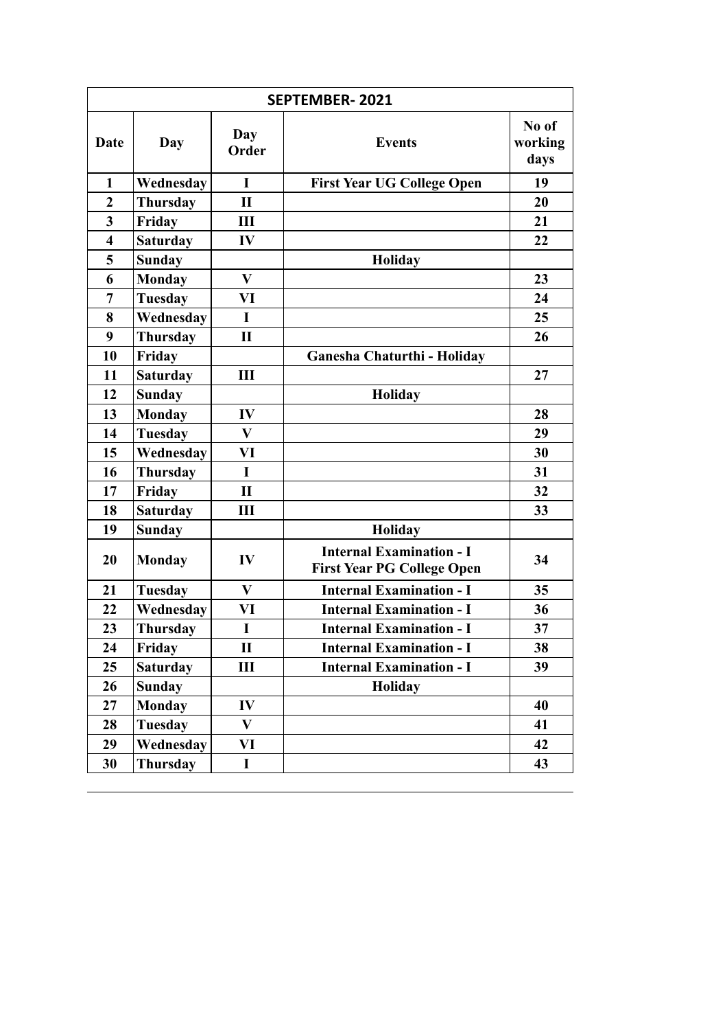| SEPTEMBER- 2021 | | | | |
|---|---|---|---|---|
| **Date** | **Day** | **Day Order** | **Events** | **No of working days** |
| **1** | **Wednesday** | **I** | **First Year UG College Open** | **19** |
| **2** | **Thursday** | **II** | | **20** |
| **3** | **Friday** | **III** | | **21** |
| **4** | **Saturday** | **IV** | | **22** |
| **5** | **Sunday** | | **Holiday** | |
| **6** | **Monday** | **V** | | **23** |
| **7** | **Tuesday** | **VI** | | **24** |
| **8** | **Wednesday** | **I** | | **25** |
| **9** | **Thursday** | **II** | | **26** |
| **10** | **Friday** | | **Ganesha Chaturthi - Holiday** | |
| **11** | **Saturday** | **III** | | **27** |
| **12** | **Sunday** | | **Holiday** | |
| **13** | **Monday** | **IV** | | **28** |
| **14** | **Tuesday** | **V** | | **29** |
| **15** | **Wednesday** | **VI** | | **30** |
| **16** | **Thursday** | **I** | | **31** |
| **17** | **Friday** | **II** | | **32** |
| **18** | **Saturday** | **III** | | **33** |
| **19** | **Sunday** | | **Holiday** | |
| **20** | **Monday** | **IV** | **Internal Examination - I First Year PG College Open** | **34** |
| **21** | **Tuesday** | **V** | **Internal Examination - I** | **35** |
| **22** | **Wednesday** | **VI** | **Internal Examination - I** | **36** |
| **23** | **Thursday** | **I** | **Internal Examination - I** | **37** |
| **24** | **Friday** | **II** | **Internal Examination - I** | **38** |
| **25** | **Saturday** | **III** | **Internal Examination - I** | **39** |
| **26** | **Sunday** | | **Holiday** | |
| **27** | **Monday** | **IV** | | **40** |
| **28** | **Tuesday** | **V** | | **41** |
| **29** | **Wednesday** | **VI** | | **42** |
| **30** | **Thursday** | **I** | | **43** |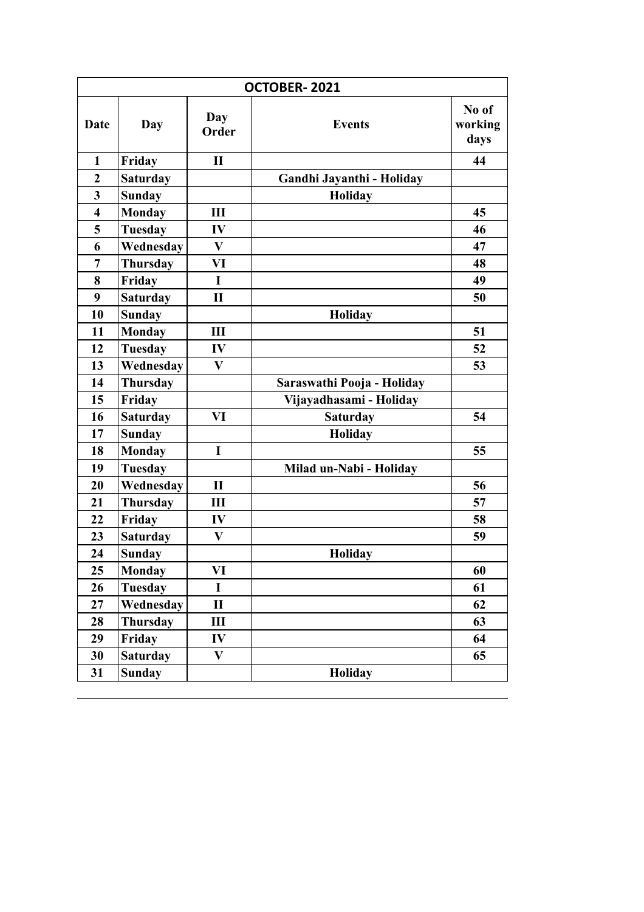| OCTOBER- 2021 | | | | |
|---|---|---|---|---|
| **Date** | **Day** | **Day Order** | **Events** | **No of working days** |
| **1** | **Friday** | **II** | | **44** |
| **2** | **Saturday** | | **Gandhi Jayanthi - Holiday** | |
| **3** | **Sunday** | | **Holiday** | |
| **4** | **Monday** | **III** | | **45** |
| **5** | **Tuesday** | **IV** | | **46** |
| **6** | **Wednesday** | **V** | | **47** |
| **7** | **Thursday** | **VI** | | **48** |
| **8** | **Friday** | **I** | | **49** |
| **9** | **Saturday** | **II** | | **50** |
| **10** | **Sunday** | | **Holiday** | |
| **11** | **Monday** | **III** | | **51** |
| **12** | **Tuesday** | **IV** | | **52** |
| **13** | **Wednesday** | **V** | | **53** |
| **14** | **Thursday** | | **Saraswathi Pooja - Holiday** | |
| **15** | **Friday** | | **Vijayadhasami - Holiday** | |
| **16** | **Saturday** | **VI** | **Saturday** | **54** |
| **17** | **Sunday** | | **Holiday** | |
| **18** | **Monday** | **I** | | **55** |
| **19** | **Tuesday** | | **Milad un-Nabi - Holiday** | |
| **20** | **Wednesday** | **II** | | **56** |
| **21** | **Thursday** | **III** | | **57** |
| **22** | **Friday** | **IV** | | **58** |
| **23** | **Saturday** | **V** | | **59** |
| **24** | **Sunday** | | **Holiday** | |
| **25** | **Monday** | **VI** | | **60** |
| **26** | **Tuesday** | **I** | | **61** |
| **27** | **Wednesday** | **II** | | **62** |
| **28** | **Thursday** | **III** | | **63** |
| **29** | **Friday** | **IV** | | **64** |
| **30** | **Saturday** | **V** | | **65** |
| **31** | **Sunday** | | **Holiday** | |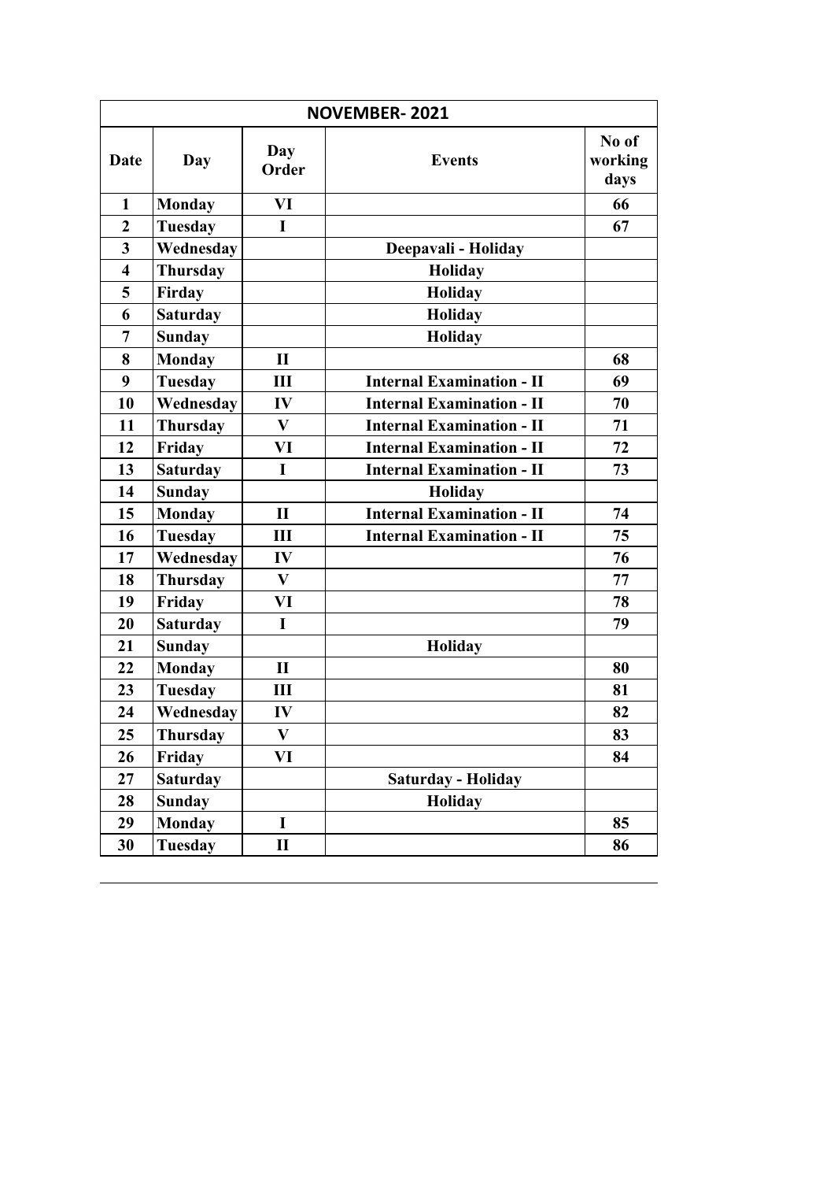| NOVEMBER- 2021 | | | | |
|---|---|---|---|---|
| **Date** | **Day** | **Day Order** | **Events** | **No of working days** |
| **1** | **Monday** | **VI** | | **66** |
| **2** | **Tuesday** | **I** | | **67** |
| **3** | **Wednesday** | | **Deepavali - Holiday** | |
| **4** | **Thursday** | | **Holiday** | |
| **5** | **Firday** | | **Holiday** | |
| **6** | **Saturday** | | **Holiday** | |
| **7** | **Sunday** | | **Holiday** | |
| **8** | **Monday** | **II** | | **68** |
| **9** | **Tuesday** | **III** | **Internal Examination - II** | **69** |
| **10** | **Wednesday** | **IV** | **Internal Examination - II** | **70** |
| **11** | **Thursday** | **V** | **Internal Examination - II** | **71** |
| **12** | **Friday** | **VI** | **Internal Examination - II** | **72** |
| **13** | **Saturday** | **I** | **Internal Examination - II** | **73** |
| **14** | **Sunday** | | **Holiday** | |
| **15** | **Monday** | **II** | **Internal Examination - II** | **74** |
| **16** | **Tuesday** | **III** | **Internal Examination - II** | **75** |
| **17** | **Wednesday** | **IV** | | **76** |
| **18** | **Thursday** | **V** | | **77** |
| **19** | **Friday** | **VI** | | **78** |
| **20** | **Saturday** | **I** | | **79** |
| **21** | **Sunday** | | **Holiday** | |
| **22** | **Monday** | **II** | | **80** |
| **23** | **Tuesday** | **III** | | **81** |
| **24** | **Wednesday** | **IV** | | **82** |
| **25** | **Thursday** | **V** | | **83** |
| **26** | **Friday** | **VI** | | **84** |
| **27** | **Saturday** | | **Saturday - Holiday** | |
| **28** | **Sunday** | | **Holiday** | |
| **29** | **Monday** | **I** | | **85** |
| **30** | **Tuesday** | **II** | | **86** |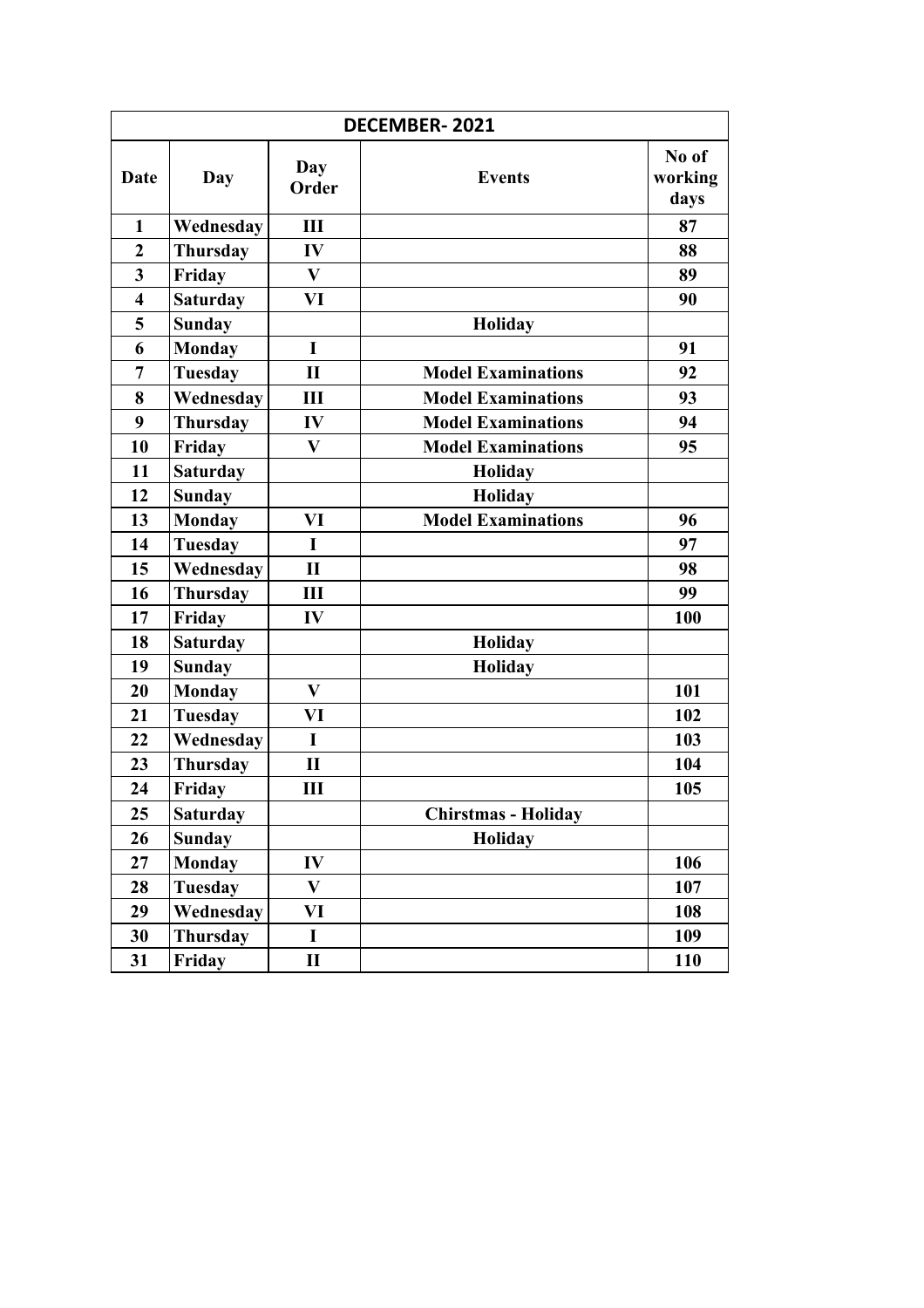| DECEMBER- 2021 | | | | |
|---|---|---|---|---|
| **Date** | **Day** | **Day Order** | **Events** | **No of working days** |
| **1** | **Wednesday** | **III** | | **87** |
| **2** | **Thursday** | **IV** | | **88** |
| **3** | **Friday** | **V** | | **89** |
| **4** | **Saturday** | **VI** | | **90** |
| **5** | **Sunday** | | **Holiday** | |
| **6** | **Monday** | **I** | | **91** |
| **7** | **Tuesday** | **II** | **Model Examinations** | **92** |
| **8** | **Wednesday** | **III** | **Model Examinations** | **93** |
| **9** | **Thursday** | **IV** | **Model Examinations** | **94** |
| **10** | **Friday** | **V** | **Model Examinations** | **95** |
| **11** | **Saturday** | | **Holiday** | |
| **12** | **Sunday** | | **Holiday** | |
| **13** | **Monday** | **VI** | **Model Examinations** | **96** |
| **14** | **Tuesday** | **I** | | **97** |
| **15** | **Wednesday** | **II** | | **98** |
| **16** | **Thursday** | **III** | | **99** |
| **17** | **Friday** | **IV** | | **100** |
| **18** | **Saturday** | | **Holiday** | |
| **19** | **Sunday** | | **Holiday** | |
| **20** | **Monday** | **V** | | **101** |
| **21** | **Tuesday** | **VI** | | **102** |
| **22** | **Wednesday** | **I** | | **103** |
| **23** | **Thursday** | **II** | | **104** |
| **24** | **Friday** | **III** | | **105** |
| **25** | **Saturday** | | **Chirstmas - Holiday** | |
| **26** | **Sunday** | | **Holiday** | |
| **27** | **Monday** | **IV** | | **106** |
| **28** | **Tuesday** | **V** | | **107** |
| **29** | **Wednesday** | **VI** | | **108** |
| **30** | **Thursday** | **I** | | **109** |
| **31** | **Friday** | **II** | | **110** |